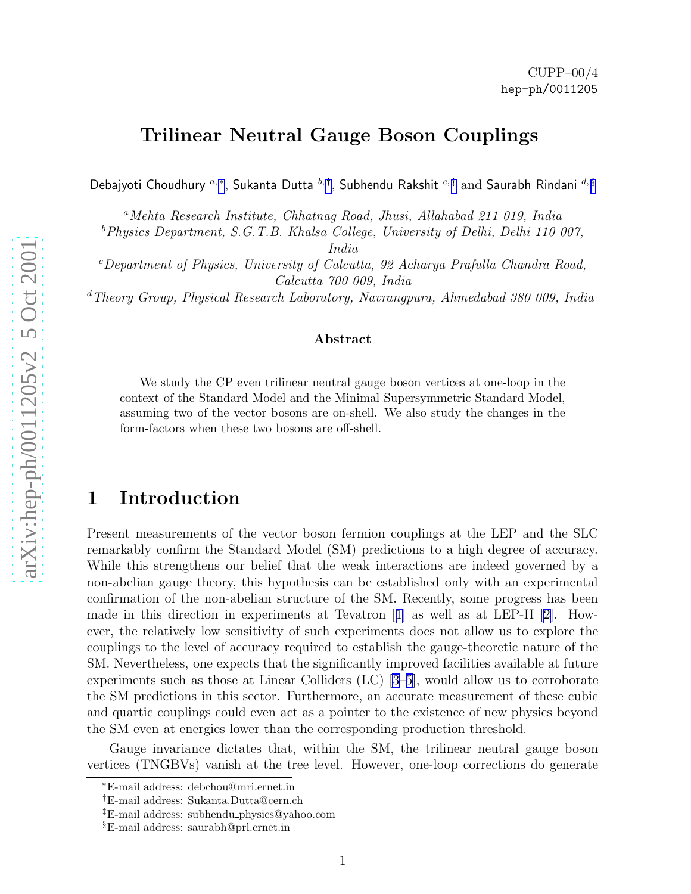CUPP–00/4
hep-ph/0011205

# Trilinear Neutral Gauge Boson Couplings

Debajyoti Choudhury [a,*], Sukanta Dutta [b,†], Subhendu Rakshit [c,‡] and Saurabh Rindani [d,§]

[a] *Mehta Research Institute, Chhatnag Road, Jhusi, Allahabad 211 019, India*
[b] *Physics Department, S.G.T.B. Khalsa College, University of Delhi, Delhi 110 007, India*
[c] *Department of Physics, University of Calcutta, 92 Acharya Prafulla Chandra Road, Calcutta 700 009, India*
[d] *Theory Group, Physical Research Laboratory, Navrangpura, Ahmedabad 380 009, India*

### Abstract

We study the CP even trilinear neutral gauge boson vertices at one-loop in the context of the Standard Model and the Minimal Supersymmetric Standard Model, assuming two of the vector bosons are on-shell. We also study the changes in the form-factors when these two bosons are off-shell.

## 1 Introduction

Present measurements of the vector boson fermion couplings at the LEP and the SLC remarkably confirm the Standard Model (SM) predictions to a high degree of accuracy. While this strengthens our belief that the weak interactions are indeed governed by a non-abelian gauge theory, this hypothesis can be established only with an experimental confirmation of the non-abelian structure of the SM. Recently, some progress has been made in this direction in experiments at Tevatron [1] as well as at LEP-II [2]. However, the relatively low sensitivity of such experiments does not allow us to explore the couplings to the level of accuracy required to establish the gauge-theoretic nature of the SM. Nevertheless, one expects that the significantly improved facilities available at future experiments such as those at Linear Colliders (LC) [3–5], would allow us to corroborate the SM predictions in this sector. Furthermore, an accurate measurement of these cubic and quartic couplings could even act as a pointer to the existence of new physics beyond the SM even at energies lower than the corresponding production threshold.

Gauge invariance dictates that, within the SM, the trilinear neutral gauge boson vertices (TNGBVs) vanish at the tree level. However, one-loop corrections do generate

---

*E-mail address: debchou@mri.ernet.in
†E-mail address: Sukanta.Dutta@cern.ch
‡E-mail address: subhendu_physics@yahoo.com
§E-mail address: saurabh@prl.ernet.in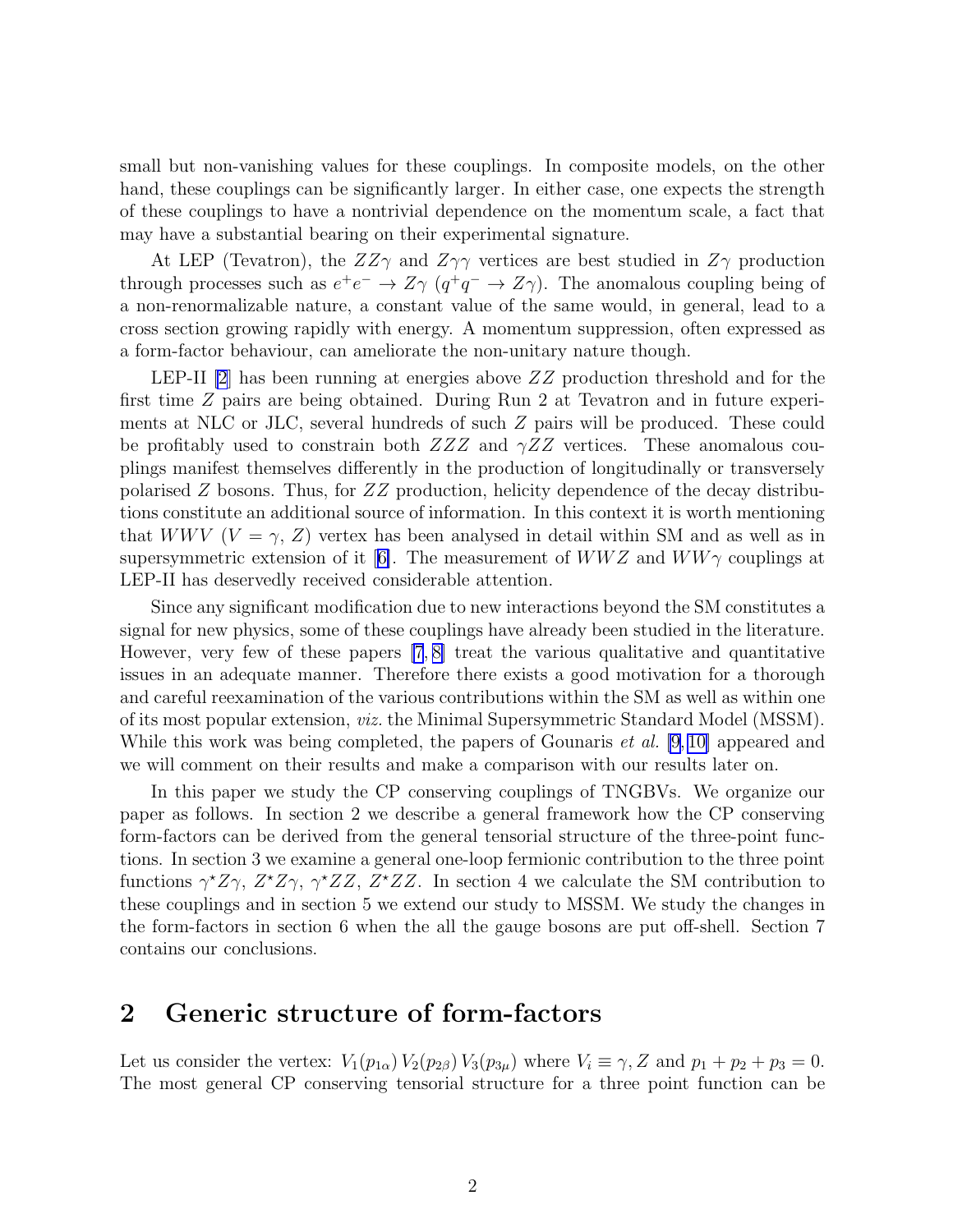small but non-vanishing values for these couplings. In composite models, on the other hand, these couplings can be significantly larger. In either case, one expects the strength of these couplings to have a nontrivial dependence on the momentum scale, a fact that may have a substantial bearing on their experimental signature.

At LEP (Tevatron), the $ZZ\gamma$ and $Z\gamma\gamma$ vertices are best studied in $Z\gamma$ production through processes such as $e^+e^- \to Z\gamma$ ($q^+q^- \to Z\gamma$). The anomalous coupling being of a non-renormalizable nature, a constant value of the same would, in general, lead to a cross section growing rapidly with energy. A momentum suppression, often expressed as a form-factor behaviour, can ameliorate the non-unitary nature though.

LEP-II [2] has been running at energies above $ZZ$ production threshold and for the first time $Z$ pairs are being obtained. During Run 2 at Tevatron and in future experiments at NLC or JLC, several hundreds of such $Z$ pairs will be produced. These could be profitably used to constrain both $ZZZ$ and $\gamma ZZ$ vertices. These anomalous couplings manifest themselves differently in the production of longitudinally or transversely polarised $Z$ bosons. Thus, for $ZZ$ production, helicity dependence of the decay distributions constitute an additional source of information. In this context it is worth mentioning that $WWV$ ($V = \gamma$, $Z$) vertex has been analysed in detail within SM and as well as in supersymmetric extension of it [6]. The measurement of $WWZ$ and $WW\gamma$ couplings at LEP-II has deservedly received considerable attention.

Since any significant modification due to new interactions beyond the SM constitutes a signal for new physics, some of these couplings have already been studied in the literature. However, very few of these papers [7, 8] treat the various qualitative and quantitative issues in an adequate manner. Therefore there exists a good motivation for a thorough and careful reexamination of the various contributions within the SM as well as within one of its most popular extension, *viz.* the Minimal Supersymmetric Standard Model (MSSM). While this work was being completed, the papers of Gounaris *et al.* [9, 10] appeared and we will comment on their results and make a comparison with our results later on.

In this paper we study the CP conserving couplings of TNGBVs. We organize our paper as follows. In section 2 we describe a general framework how the CP conserving form-factors can be derived from the general tensorial structure of the three-point functions. In section 3 we examine a general one-loop fermionic contribution to the three point functions $\gamma^\star Z\gamma$, $Z^\star Z\gamma$, $\gamma^\star ZZ$, $Z^\star ZZ$. In section 4 we calculate the SM contribution to these couplings and in section 5 we extend our study to MSSM. We study the changes in the form-factors in section 6 when the all the gauge bosons are put off-shell. Section 7 contains our conclusions.

## 2 Generic structure of form-factors

Let us consider the vertex: $V_1(p_{1\alpha})\, V_2(p_{2\beta})\, V_3(p_{3\mu})$ where $V_i \equiv \gamma, Z$ and $p_1 + p_2 + p_3 = 0$. The most general CP conserving tensorial structure for a three point function can be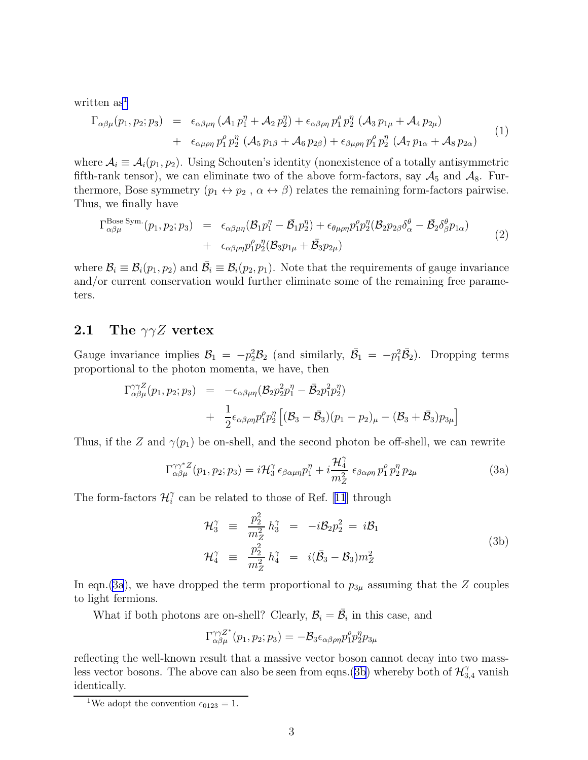written as[1]

$$
\begin{aligned}
\Gamma_{\alpha\beta\mu}(p_1,p_2;p_3) &= \epsilon_{\alpha\beta\mu\eta}\,(\mathcal{A}_1\,p_1^\eta + \mathcal{A}_2\,p_2^\eta) + \epsilon_{\alpha\beta\rho\eta}\,p_1^\rho\,p_2^\eta\;(\mathcal{A}_3\,p_{1\mu} + \mathcal{A}_4\,p_{2\mu}) \\
&+ \epsilon_{\alpha\mu\rho\eta}\,p_1^\rho\,p_2^\eta\;(\mathcal{A}_5\,p_{1\beta} + \mathcal{A}_6\,p_{2\beta}) + \epsilon_{\beta\mu\rho\eta}\,p_1^\rho\,p_2^\eta\;(\mathcal{A}_7\,p_{1\alpha} + \mathcal{A}_8\,p_{2\alpha})
\end{aligned} \tag{1}
$$

where $\mathcal{A}_i \equiv \mathcal{A}_i(p_1,p_2)$. Using Schouten's identity (nonexistence of a totally antisymmetric fifth-rank tensor), we can eliminate two of the above form-factors, say $\mathcal{A}_5$ and $\mathcal{A}_8$. Furthermore, Bose symmetry ($p_1 \leftrightarrow p_2$ , $\alpha \leftrightarrow \beta$) relates the remaining form-factors pairwise. Thus, we finally have

$$
\begin{aligned}
\Gamma^{\text{Bose Sym.}}_{\alpha\beta\mu}(p_1,p_2;p_3) &= \epsilon_{\alpha\beta\mu\eta}(\mathcal{B}_1 p_1^\eta - \bar{\mathcal{B}}_1 p_2^\eta) + \epsilon_{\theta\mu\rho\eta}p_1^\rho p_2^\eta(\mathcal{B}_2 p_{2\beta}\delta^\theta_\alpha - \bar{\mathcal{B}}_2\delta^\theta_\beta p_{1\alpha}) \\
&+ \epsilon_{\alpha\beta\rho\eta}p_1^\rho p_2^\eta(\mathcal{B}_3 p_{1\mu} + \bar{\mathcal{B}}_3 p_{2\mu})
\end{aligned} \tag{2}
$$

where $\mathcal{B}_i \equiv \mathcal{B}_i(p_1,p_2)$ and $\bar{\mathcal{B}}_i \equiv \mathcal{B}_i(p_2,p_1)$. Note that the requirements of gauge invariance and/or current conservation would further eliminate some of the remaining free parameters.

## 2.1 The $\gamma\gamma Z$ vertex

Gauge invariance implies $\mathcal{B}_1 = -p_2^2\mathcal{B}_2$ (and similarly, $\bar{\mathcal{B}}_1 = -p_1^2\bar{\mathcal{B}}_2$). Dropping terms proportional to the photon momenta, we have, then

$$
\begin{aligned}
\Gamma^{\gamma\gamma Z}_{\alpha\beta\mu}(p_1,p_2;p_3) &= -\epsilon_{\alpha\beta\mu\eta}(\mathcal{B}_2 p_2^2 p_1^\eta - \bar{\mathcal{B}}_2 p_1^2 p_2^\eta) \\
&+ \frac{1}{2}\epsilon_{\alpha\beta\rho\eta}p_1^\rho p_2^\eta\left[(\mathcal{B}_3 - \bar{\mathcal{B}}_3)(p_1 - p_2)_\mu - (\mathcal{B}_3 + \bar{\mathcal{B}}_3)p_{3\mu}\right]
\end{aligned}
$$

Thus, if the $Z$ and $\gamma(p_1)$ be on-shell, and the second photon be off-shell, we can rewrite

$$
\Gamma^{\gamma\gamma^* Z}_{\alpha\beta\mu}(p_1,p_2;p_3) = i\mathcal{H}_3^\gamma\,\epsilon_{\beta\alpha\mu\eta}p_1^\eta + i\frac{\mathcal{H}_4^\gamma}{m_Z^2}\,\epsilon_{\beta\alpha\rho\eta}\,p_1^\rho\,p_2^\eta\,p_{2\mu} \tag{3a}
$$

The form-factors $\mathcal{H}_i^\gamma$ can be related to those of Ref. [11] through

$$
\begin{aligned}
\mathcal{H}_3^\gamma &\equiv \frac{p_2^2}{m_Z^2}\,h_3^\gamma &= -i\mathcal{B}_2 p_2^2 \;=\; i\mathcal{B}_1 \\
\mathcal{H}_4^\gamma &\equiv \frac{p_2^2}{m_Z^2}\,h_4^\gamma &= i(\bar{\mathcal{B}}_3 - \mathcal{B}_3)m_Z^2
\end{aligned} \tag{3b}
$$

In eqn.(3a), we have dropped the term proportional to $p_{3\mu}$ assuming that the $Z$ couples to light fermions.

What if both photons are on-shell? Clearly, $\mathcal{B}_i = \bar{\mathcal{B}}_i$ in this case, and

$$
\Gamma^{\gamma\gamma Z^*}_{\alpha\beta\mu}(p_1,p_2;p_3) = -\mathcal{B}_3\epsilon_{\alpha\beta\rho\eta}p_1^\rho p_2^\eta p_{3\mu}
$$

reflecting the well-known result that a massive vector boson cannot decay into two massless vector bosons. The above can also be seen from eqns.(3b) whereby both of $\mathcal{H}_{3,4}^\gamma$ vanish identically.

---

[1] We adopt the convention $\epsilon_{0123} = 1$.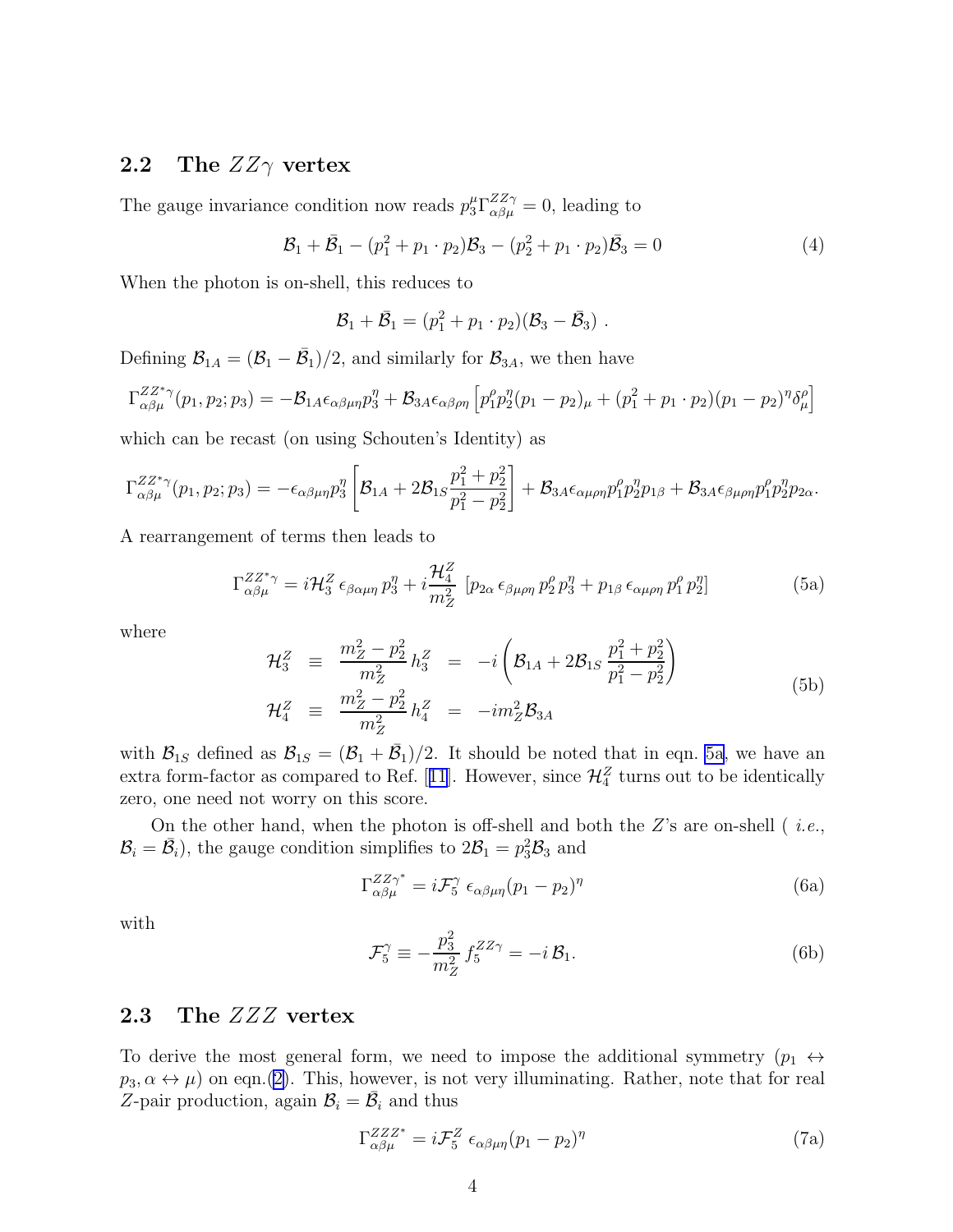## 2.2 The $ZZ\gamma$ vertex

The gauge invariance condition now reads $p_3^\mu \Gamma^{ZZ\gamma}_{\alpha\beta\mu} = 0$, leading to

$$\mathcal{B}_1 + \bar{\mathcal{B}}_1 - (p_1^2 + p_1\cdot p_2)\mathcal{B}_3 - (p_2^2 + p_1 \cdot p_2)\bar{\mathcal{B}}_3 = 0 \tag{4}$$

When the photon is on-shell, this reduces to

$$\mathcal{B}_1 + \bar{\mathcal{B}}_1 = (p_1^2 + p_1\cdot p_2)(\mathcal{B}_3 - \bar{\mathcal{B}}_3) \ .$$

Defining $\mathcal{B}_{1A} = (\mathcal{B}_1 - \bar{\mathcal{B}}_1)/2$, and similarly for $\mathcal{B}_{3A}$, we then have

$$\Gamma^{ZZ^*\gamma}_{\alpha\beta\mu}(p_1,p_2;p_3) = -\mathcal{B}_{1A}\epsilon_{\alpha\beta\mu\eta}p_3^\eta + \mathcal{B}_{3A}\epsilon_{\alpha\beta\rho\eta}\left[p_1^\rho p_2^\eta (p_1-p_2)_\mu + (p_1^2 + p_1\cdot p_2)(p_1-p_2)^\eta \delta^\rho_\mu\right]$$

which can be recast (on using Schouten's Identity) as

$$\Gamma^{ZZ^*\gamma}_{\alpha\beta\mu}(p_1,p_2;p_3) = -\epsilon_{\alpha\beta\mu\eta}p_3^\eta\left[\mathcal{B}_{1A} + 2\mathcal{B}_{1S}\frac{p_1^2+p_2^2}{p_1^2-p_2^2}\right] + \mathcal{B}_{3A}\epsilon_{\alpha\mu\rho\eta}p_1^\rho p_2^\eta p_{1\beta} + \mathcal{B}_{3A}\epsilon_{\beta\mu\rho\eta}p_1^\rho p_2^\eta p_{2\alpha}.$$

A rearrangement of terms then leads to

$$\Gamma^{ZZ^*\gamma}_{\alpha\beta\mu} = i\mathcal{H}_3^Z\,\epsilon_{\beta\alpha\mu\eta}\,p_3^\eta + i\frac{\mathcal{H}_4^Z}{m_Z^2}\,\left[p_{2\alpha}\,\epsilon_{\beta\mu\rho\eta}\,p_2^\rho p_3^\eta + p_{1\beta}\,\epsilon_{\alpha\mu\rho\eta}\,p_1^\rho\, p_2^\eta\right] \tag{5a}$$

where

$$\begin{aligned}
\mathcal{H}_3^Z &\equiv \frac{m_Z^2 - p_2^2}{m_Z^2}\,h_3^Z = -i\left(\mathcal{B}_{1A} + 2\mathcal{B}_{1S}\,\frac{p_1^2+p_2^2}{p_1^2-p_2^2}\right)\\
\mathcal{H}_4^Z &\equiv \frac{m_Z^2 - p_2^2}{m_Z^2}\,h_4^Z = -im_Z^2\mathcal{B}_{3A}
\end{aligned} \tag{5b}$$

with $\mathcal{B}_{1S}$ defined as $\mathcal{B}_{1S} = (\mathcal{B}_1 + \bar{\mathcal{B}}_1)/2$. It should be noted that in eqn. 5a, we have an extra form-factor as compared to Ref. [11]. However, since $\mathcal{H}_4^Z$ turns out to be identically zero, one need not worry on this score.

On the other hand, when the photon is off-shell and both the $Z$'s are on-shell ( *i.e.*, $\mathcal{B}_i = \bar{\mathcal{B}}_i$), the gauge condition simplifies to $2\mathcal{B}_1 = p_3^2\mathcal{B}_3$ and

$$\Gamma^{ZZ\gamma^*}_{\alpha\beta\mu} = i\mathcal{F}_5^\gamma\ \epsilon_{\alpha\beta\mu\eta}(p_1-p_2)^\eta \tag{6a}$$

with

$$\mathcal{F}_5^\gamma \equiv -\frac{p_3^2}{m_Z^2}\,f_5^{ZZ\gamma} = -i\,\mathcal{B}_1. \tag{6b}$$

## 2.3 The $ZZZ$ vertex

To derive the most general form, we need to impose the additional symmetry ($p_1 \leftrightarrow p_3, \alpha \leftrightarrow \mu$) on eqn.(2). This, however, is not very illuminating. Rather, note that for real $Z$-pair production, again $\mathcal{B}_i = \bar{\mathcal{B}}_i$ and thus

$$\Gamma^{ZZZ^*}_{\alpha\beta\mu} = i\mathcal{F}_5^Z\ \epsilon_{\alpha\beta\mu\eta}(p_1-p_2)^\eta \tag{7a}$$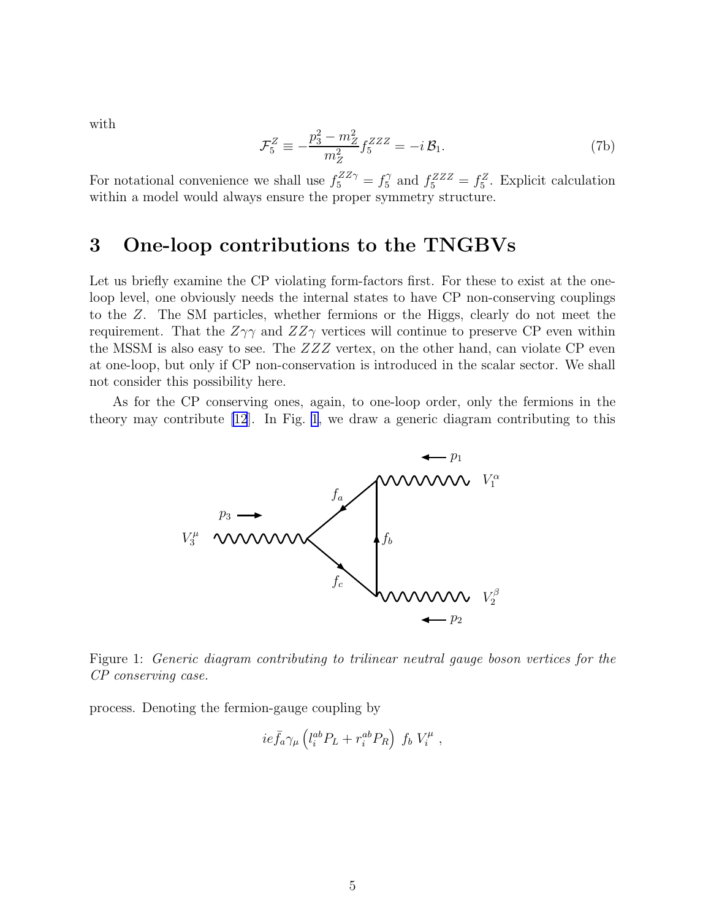with

$$\mathcal{F}_5^Z \equiv -\frac{p_3^2 - m_Z^2}{m_Z^2} f_5^{ZZZ} = -i\,\mathcal{B}_1. \tag{7b}$$

For notational convenience we shall use $f_5^{ZZ\gamma} = f_5^{\gamma}$ and $f_5^{ZZZ} = f_5^{Z}$. Explicit calculation within a model would always ensure the proper symmetry structure.

# 3 One-loop contributions to the TNGBVs

Let us briefly examine the CP violating form-factors first. For these to exist at the one-loop level, one obviously needs the internal states to have CP non-conserving couplings to the $Z$. The SM particles, whether fermions or the Higgs, clearly do not meet the requirement. That the $Z\gamma\gamma$ and $ZZ\gamma$ vertices will continue to preserve CP even within the MSSM is also easy to see. The $ZZZ$ vertex, on the other hand, can violate CP even at one-loop, but only if CP non-conservation is introduced in the scalar sector. We shall not consider this possibility here.

As for the CP conserving ones, again, to one-loop order, only the fermions in the theory may contribute [12]. In Fig. 1, we draw a generic diagram contributing to this

Figure 1: *Generic diagram contributing to trilinear neutral gauge boson vertices for the CP conserving case.*

process. Denoting the fermion-gauge coupling by

$$ie\bar{f}_a\gamma_\mu\left(l_i^{ab}P_L + r_i^{ab}P_R\right)\; f_b\; V_i^\mu\;,$$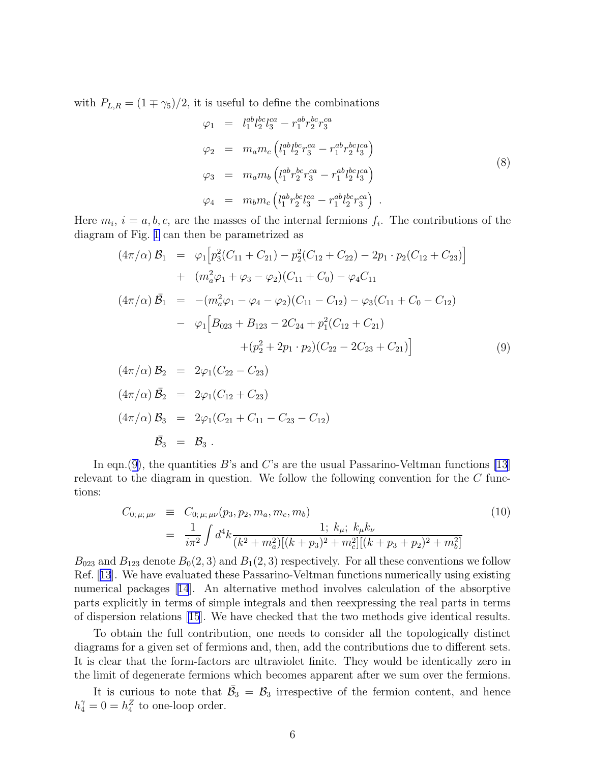with $P_{L,R} = (1 \mp \gamma_5)/2$, it is useful to define the combinations

$$
\begin{aligned}
\varphi_1 &= l_1^{ab} l_2^{bc} l_3^{ca} - r_1^{ab} r_2^{bc} r_3^{ca} \\
\varphi_2 &= m_a m_c \left( l_1^{ab} l_2^{bc} r_3^{ca} - r_1^{ab} r_2^{bc} l_3^{ca} \right) \\
\varphi_3 &= m_a m_b \left( l_1^{ab} r_2^{bc} r_3^{ca} - r_1^{ab} l_2^{bc} l_3^{ca} \right) \\
\varphi_4 &= m_b m_c \left( l_1^{ab} r_2^{bc} l_3^{ca} - r_1^{ab} l_2^{bc} r_3^{ca} \right) \ .
\end{aligned}
\tag{8}
$$

Here $m_i$, $i = a, b, c$, are the masses of the internal fermions $f_i$. The contributions of the diagram of Fig. 1 can then be parametrized as

$$
\begin{aligned}
(4\pi/\alpha)\, \mathcal{B}_1 &= \varphi_1 \Big[ p_3^2 (C_{11} + C_{21}) - p_2^2 (C_{12} + C_{22}) - 2 p_1 \cdot p_2 (C_{12} + C_{23}) \Big] \\
&\quad + (m_a^2 \varphi_1 + \varphi_3 - \varphi_2)(C_{11} + C_0) - \varphi_4 C_{11} \\
(4\pi/\alpha)\, \bar{\mathcal{B}}_1 &= -(m_a^2 \varphi_1 - \varphi_4 - \varphi_2)(C_{11} - C_{12}) - \varphi_3 (C_{11} + C_0 - C_{12}) \\
&\quad - \varphi_1 \Big[ B_{023} + B_{123} - 2 C_{24} + p_1^2 (C_{12} + C_{21}) \\
&\qquad\qquad + (p_2^2 + 2 p_1 \cdot p_2)(C_{22} - 2 C_{23} + C_{21}) \Big] \\
(4\pi/\alpha)\, \mathcal{B}_2 &= 2 \varphi_1 (C_{22} - C_{23}) \\
(4\pi/\alpha)\, \bar{\mathcal{B}}_2 &= 2 \varphi_1 (C_{12} + C_{23}) \\
(4\pi/\alpha)\, \mathcal{B}_3 &= 2 \varphi_1 (C_{21} + C_{11} - C_{23} - C_{12}) \\
\bar{\mathcal{B}}_3 &= \mathcal{B}_3 \ .
\end{aligned}
\tag{9}
$$

In eqn.(9), the quantities $B$'s and $C$'s are the usual Passarino-Veltman functions [13] relevant to the diagram in question. We follow the following convention for the $C$ functions:

$$
\begin{aligned}
C_{0;\,\mu;\,\mu\nu} &\equiv C_{0;\,\mu;\,\mu\nu}(p_3, p_2, m_a, m_c, m_b) \\
&= \frac{1}{i\pi^2} \int d^4k \frac{1;\ k_\mu;\ k_\mu k_\nu}{(k^2 + m_a^2)[(k + p_3)^2 + m_c^2][(k + p_3 + p_2)^2 + m_b^2]}
\end{aligned}
\tag{10}
$$

$B_{023}$ and $B_{123}$ denote $B_0(2,3)$ and $B_1(2,3)$ respectively. For all these conventions we follow Ref. [13]. We have evaluated these Passarino-Veltman functions numerically using existing numerical packages [14]. An alternative method involves calculation of the absorptive parts explicitly in terms of simple integrals and then reexpressing the real parts in terms of dispersion relations [15]. We have checked that the two methods give identical results.

To obtain the full contribution, one needs to consider all the topologically distinct diagrams for a given set of fermions and, then, add the contributions due to different sets. It is clear that the form-factors are ultraviolet finite. They would be identically zero in the limit of degenerate fermions which becomes apparent after we sum over the fermions.

It is curious to note that $\bar{\mathcal{B}}_3 = \mathcal{B}_3$ irrespective of the fermion content, and hence $h_4^\gamma = 0 = h_4^Z$ to one-loop order.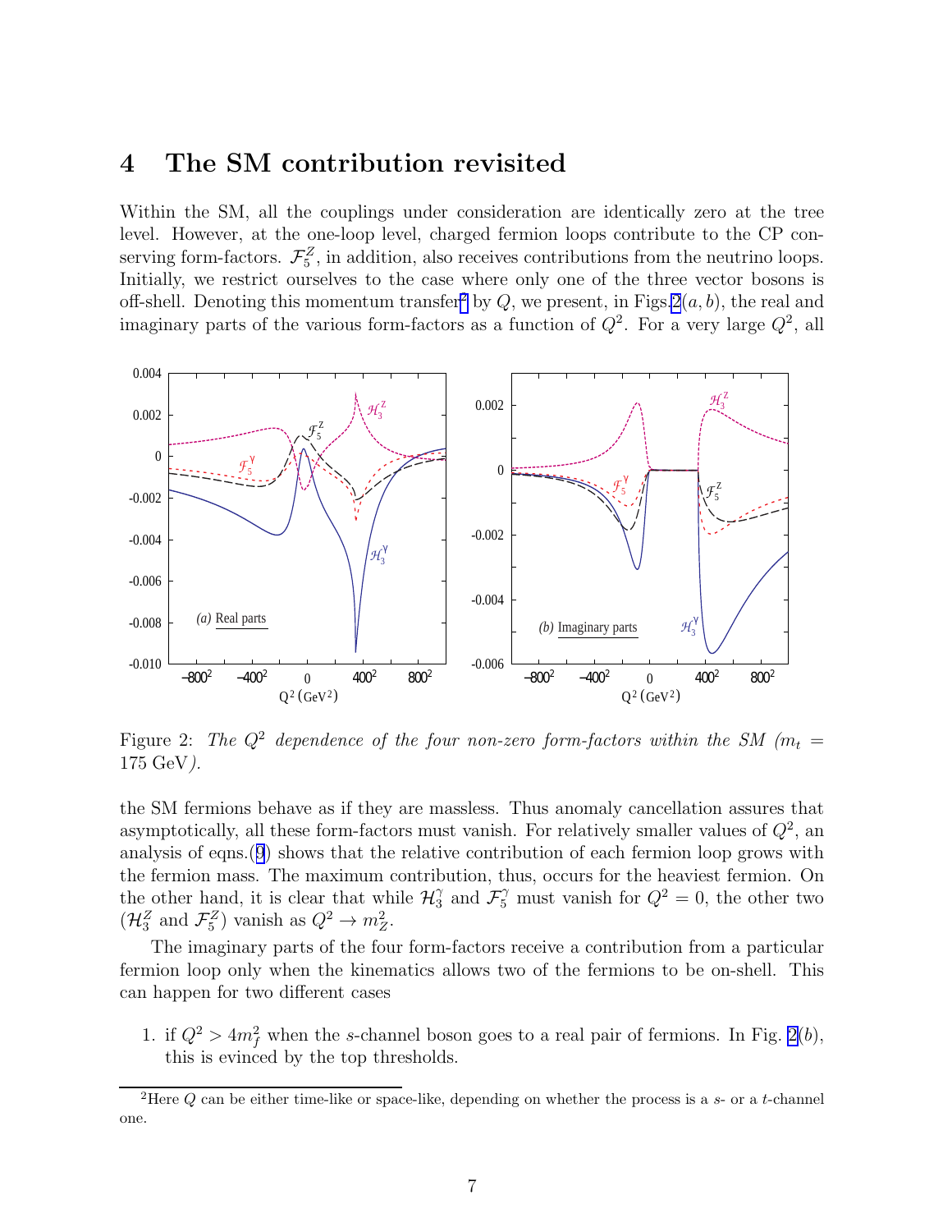## 4 The SM contribution revisited

Within the SM, all the couplings under consideration are identically zero at the tree level. However, at the one-loop level, charged fermion loops contribute to the CP conserving form-factors. $\mathcal{F}_5^Z$, in addition, also receives contributions from the neutrino loops. Initially, we restrict ourselves to the case where only one of the three vector bosons is off-shell. Denoting this momentum transfer[2] by $Q$, we present, in Figs.2$(a, b)$, the real and imaginary parts of the various form-factors as a function of $Q^2$. For a very large $Q^2$, all

Figure 2: *The $Q^2$ dependence of the four non-zero form-factors within the SM ($m_t =$ 175 GeV).*

the SM fermions behave as if they are massless. Thus anomaly cancellation assures that asymptotically, all these form-factors must vanish. For relatively smaller values of $Q^2$, an analysis of eqns.(9) shows that the relative contribution of each fermion loop grows with the fermion mass. The maximum contribution, thus, occurs for the heaviest fermion. On the other hand, it is clear that while $\mathcal{H}_3^\gamma$ and $\mathcal{F}_5^\gamma$ must vanish for $Q^2 = 0$, the other two ($\mathcal{H}_3^Z$ and $\mathcal{F}_5^Z$) vanish as $Q^2 \to m_Z^2$.

The imaginary parts of the four form-factors receive a contribution from a particular fermion loop only when the kinematics allows two of the fermions to be on-shell. This can happen for two different cases

1. if $Q^2 > 4m_f^2$ when the $s$-channel boson goes to a real pair of fermions. In Fig. 2$(b)$, this is evinced by the top thresholds.

[2]Here $Q$ can be either time-like or space-like, depending on whether the process is a $s$- or a $t$-channel one.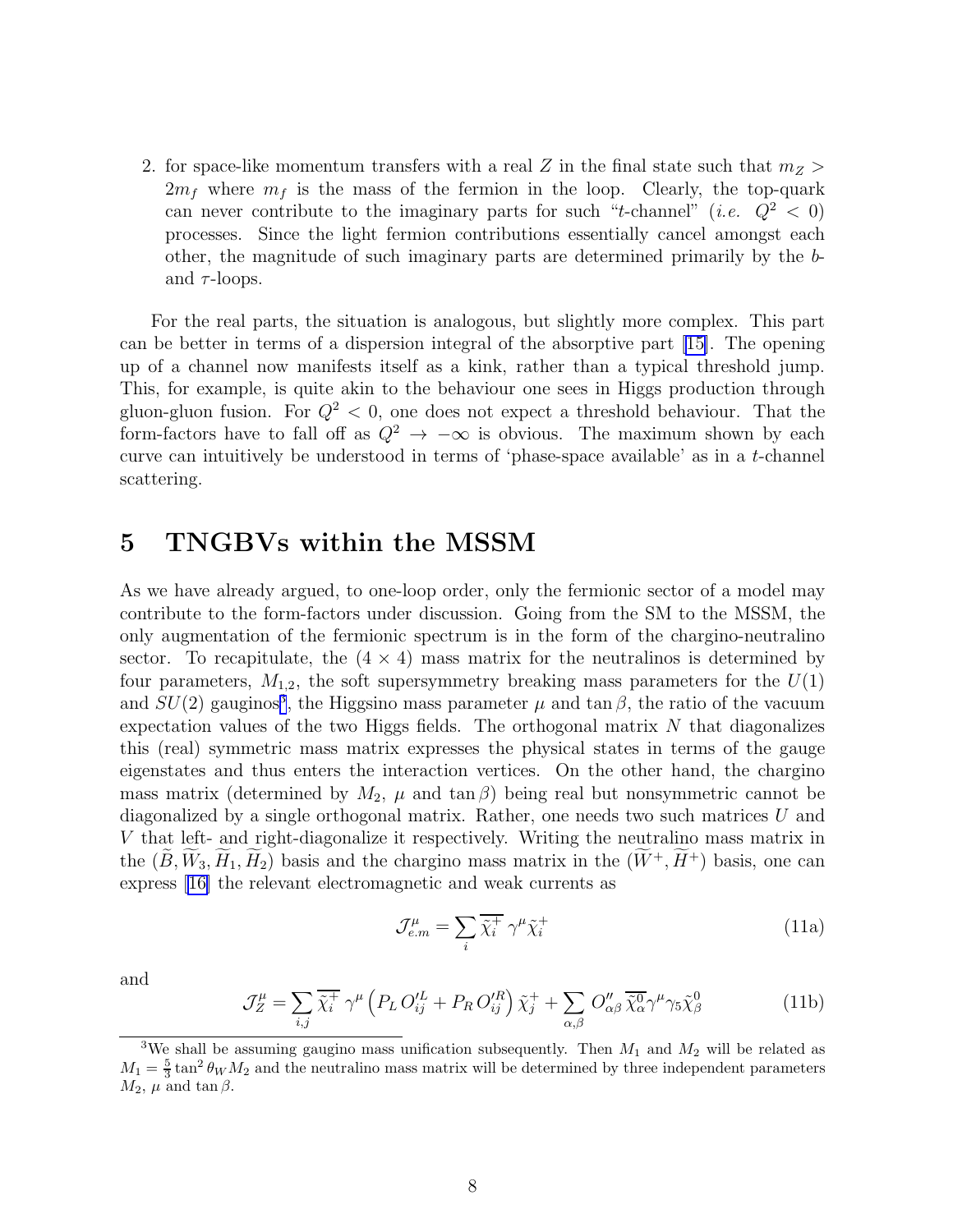2. for space-like momentum transfers with a real $Z$ in the final state such that $m_Z > 2m_f$ where $m_f$ is the mass of the fermion in the loop. Clearly, the top-quark can never contribute to the imaginary parts for such "$t$-channel" (*i.e.* $Q^2 < 0$) processes. Since the light fermion contributions essentially cancel amongst each other, the magnitude of such imaginary parts are determined primarily by the $b$- and $\tau$-loops.

For the real parts, the situation is analogous, but slightly more complex. This part can be better in terms of a dispersion integral of the absorptive part [15]. The opening up of a channel now manifests itself as a kink, rather than a typical threshold jump. This, for example, is quite akin to the behaviour one sees in Higgs production through gluon-gluon fusion. For $Q^2 < 0$, one does not expect a threshold behaviour. That the form-factors have to fall off as $Q^2 \to -\infty$ is obvious. The maximum shown by each curve can intuitively be understood in terms of 'phase-space available' as in a $t$-channel scattering.

# 5 TNGBVs within the MSSM

As we have already argued, to one-loop order, only the fermionic sector of a model may contribute to the form-factors under discussion. Going from the SM to the MSSM, the only augmentation of the fermionic spectrum is in the form of the chargino-neutralino sector. To recapitulate, the $(4 \times 4)$ mass matrix for the neutralinos is determined by four parameters, $M_{1,2}$, the soft supersymmetry breaking mass parameters for the $U(1)$ and $SU(2)$ gauginos[3], the Higgsino mass parameter $\mu$ and $\tan\beta$, the ratio of the vacuum expectation values of the two Higgs fields. The orthogonal matrix $N$ that diagonalizes this (real) symmetric mass matrix expresses the physical states in terms of the gauge eigenstates and thus enters the interaction vertices. On the other hand, the chargino mass matrix (determined by $M_2$, $\mu$ and $\tan\beta$) being real but nonsymmetric cannot be diagonalized by a single orthogonal matrix. Rather, one needs two such matrices $U$ and $V$ that left- and right-diagonalize it respectively. Writing the neutralino mass matrix in the $(\widetilde{B}, \widetilde{W}_3, \widetilde{H}_1, \widetilde{H}_2)$ basis and the chargino mass matrix in the $(\widetilde{W}^+, \widetilde{H}^+)$ basis, one can express [16] the relevant electromagnetic and weak currents as

$$\mathcal{J}^\mu_{e.m} = \sum_i \overline{\tilde{\chi}^+_i}\, \gamma^\mu \tilde{\chi}^+_i \tag{11a}$$

and

$$\mathcal{J}^\mu_Z = \sum_{i,j} \overline{\tilde{\chi}^+_i}\, \gamma^\mu \left( P_L\, O'^L_{ij} + P_R\, O'^R_{ij} \right) \tilde{\chi}^+_j + \sum_{\alpha,\beta} O''_{\alpha\beta}\, \overline{\tilde{\chi}^0_\alpha} \gamma^\mu \gamma_5 \tilde{\chi}^0_\beta \tag{11b}$$

[3] We shall be assuming gaugino mass unification subsequently. Then $M_1$ and $M_2$ will be related as $M_1 = \frac{5}{3}\tan^2\theta_W M_2$ and the neutralino mass matrix will be determined by three independent parameters $M_2$, $\mu$ and $\tan\beta$.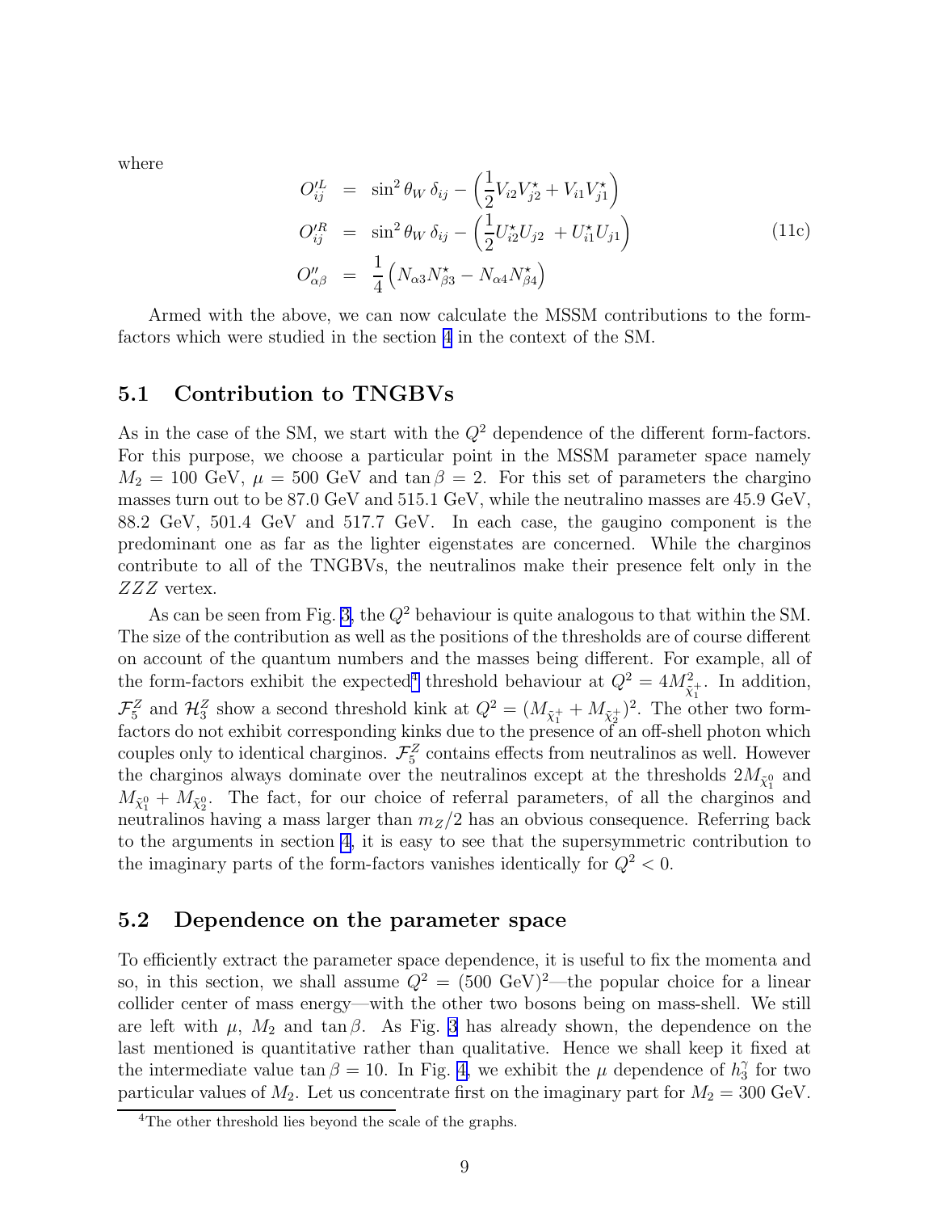where

$$
\begin{aligned}
O'^L_{ij} &= \sin^2\theta_W\,\delta_{ij} - \left(\frac{1}{2}V_{i2}V^\star_{j2} + V_{i1}V^\star_{j1}\right) \\
O'^R_{ij} &= \sin^2\theta_W\,\delta_{ij} - \left(\frac{1}{2}U^\star_{i2}U_{j2} + U^\star_{i1}U_{j1}\right) \\
O''_{\alpha\beta} &= \frac{1}{4}\left(N_{\alpha 3}N^\star_{\beta 3} - N_{\alpha 4}N^\star_{\beta 4}\right)
\end{aligned}
\tag{11c}
$$

Armed with the above, we can now calculate the MSSM contributions to the form-factors which were studied in the section 4 in the context of the SM.

## 5.1 Contribution to TNGBVs

As in the case of the SM, we start with the $Q^2$ dependence of the different form-factors. For this purpose, we choose a particular point in the MSSM parameter space namely $M_2 = 100$ GeV, $\mu = 500$ GeV and $\tan\beta = 2$. For this set of parameters the chargino masses turn out to be 87.0 GeV and 515.1 GeV, while the neutralino masses are 45.9 GeV, 88.2 GeV, 501.4 GeV and 517.7 GeV. In each case, the gaugino component is the predominant one as far as the lighter eigenstates are concerned. While the charginos contribute to all of the TNGBVs, the neutralinos make their presence felt only in the $ZZZ$ vertex.

As can be seen from Fig. 3, the $Q^2$ behaviour is quite analogous to that within the SM. The size of the contribution as well as the positions of the thresholds are of course different on account of the quantum numbers and the masses being different. For example, all of the form-factors exhibit the expected[4] threshold behaviour at $Q^2 = 4M^2_{\tilde\chi_1^+}$. In addition, $\mathcal{F}^Z_5$ and $\mathcal{H}^Z_3$ show a second threshold kink at $Q^2 = (M_{\tilde\chi_1^+} + M_{\tilde\chi_2^+})^2$. The other two form-factors do not exhibit corresponding kinks due to the presence of an off-shell photon which couples only to identical charginos. $\mathcal{F}^Z_5$ contains effects from neutralinos as well. However the charginos always dominate over the neutralinos except at the thresholds $2M_{\tilde\chi_1^0}$ and $M_{\tilde\chi_1^0} + M_{\tilde\chi_2^0}$. The fact, for our choice of referral parameters, of all the charginos and neutralinos having a mass larger than $m_Z/2$ has an obvious consequence. Referring back to the arguments in section 4, it is easy to see that the supersymmetric contribution to the imaginary parts of the form-factors vanishes identically for $Q^2 < 0$.

## 5.2 Dependence on the parameter space

To efficiently extract the parameter space dependence, it is useful to fix the momenta and so, in this section, we shall assume $Q^2 = (500\ \text{GeV})^2$—the popular choice for a linear collider center of mass energy—with the other two bosons being on mass-shell. We still are left with $\mu$, $M_2$ and $\tan\beta$. As Fig. 3 has already shown, the dependence on the last mentioned is quantitative rather than qualitative. Hence we shall keep it fixed at the intermediate value $\tan\beta = 10$. In Fig. 4, we exhibit the $\mu$ dependence of $h^\gamma_3$ for two particular values of $M_2$. Let us concentrate first on the imaginary part for $M_2 = 300$ GeV.

[4] The other threshold lies beyond the scale of the graphs.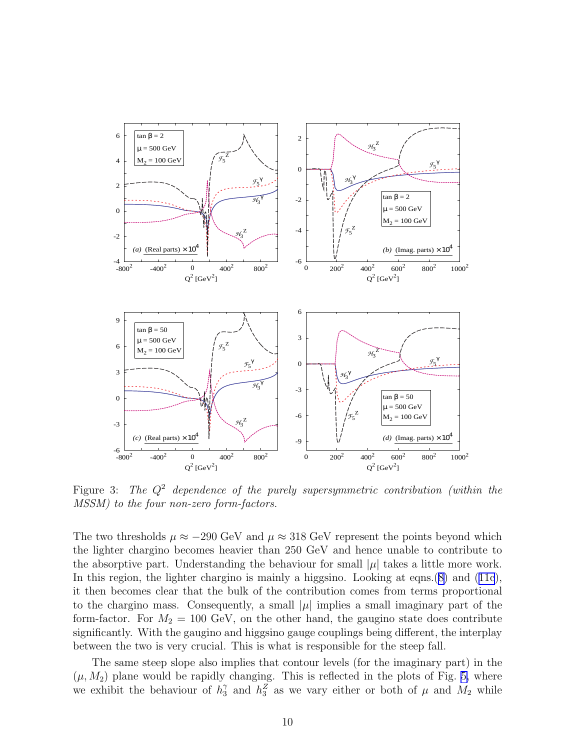Figure 3: *The $Q^2$ dependence of the purely supersymmetric contribution (within the MSSM) to the four non-zero form-factors.*

The two thresholds $\mu \approx -290$ GeV and $\mu \approx 318$ GeV represent the points beyond which the lighter chargino becomes heavier than 250 GeV and hence unable to contribute to the absorptive part. Understanding the behaviour for small $|\mu|$ takes a little more work. In this region, the lighter chargino is mainly a higgsino. Looking at eqns.(8) and (11c), it then becomes clear that the bulk of the contribution comes from terms proportional to the chargino mass. Consequently, a small $|\mu|$ implies a small imaginary part of the form-factor. For $M_2 = 100$ GeV, on the other hand, the gaugino state does contribute significantly. With the gaugino and higgsino gauge couplings being different, the interplay between the two is very crucial. This is what is responsible for the steep fall.

The same steep slope also implies that contour levels (for the imaginary part) in the $(\mu, M_2)$ plane would be rapidly changing. This is reflected in the plots of Fig. 5, where we exhibit the behaviour of $h_3^\gamma$ and $h_3^Z$ as we vary either or both of $\mu$ and $M_2$ while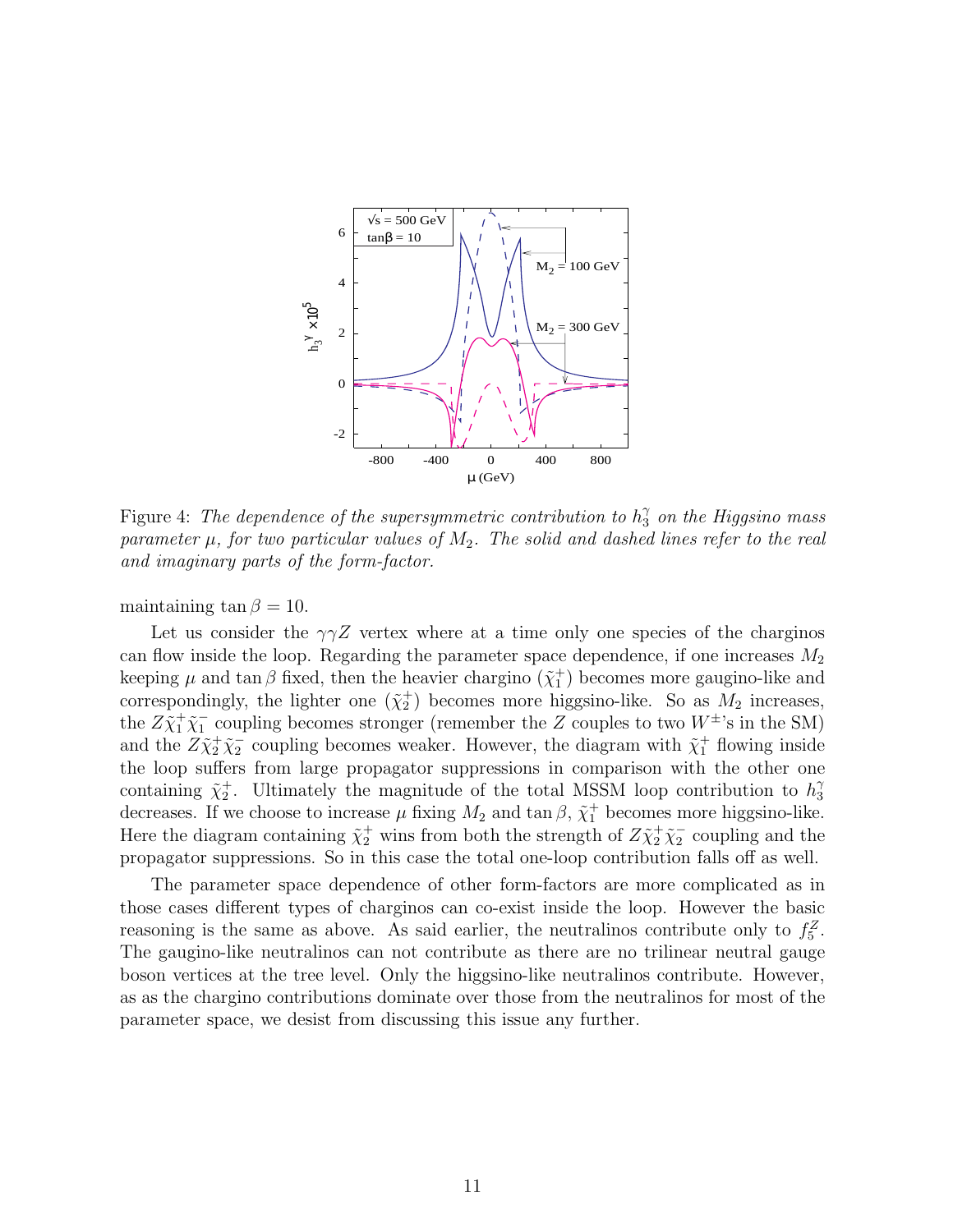Figure 4: *The dependence of the supersymmetric contribution to $h_3^\gamma$ on the Higgsino mass parameter $\mu$, for two particular values of $M_2$. The solid and dashed lines refer to the real and imaginary parts of the form-factor.*

maintaining $\tan\beta = 10$.

Let us consider the $\gamma\gamma Z$ vertex where at a time only one species of the charginos can flow inside the loop. Regarding the parameter space dependence, if one increases $M_2$ keeping $\mu$ and $\tan\beta$ fixed, then the heavier chargino ($\tilde{\chi}_1^+$) becomes more gaugino-like and correspondingly, the lighter one ($\tilde{\chi}_2^+$) becomes more higgsino-like. So as $M_2$ increases, the $Z\tilde{\chi}_1^+\tilde{\chi}_1^-$ coupling becomes stronger (remember the $Z$ couples to two $W^\pm$'s in the SM) and the $Z\tilde{\chi}_2^+\tilde{\chi}_2^-$ coupling becomes weaker. However, the diagram with $\tilde{\chi}_1^+$ flowing inside the loop suffers from large propagator suppressions in comparison with the other one containing $\tilde{\chi}_2^+$. Ultimately the magnitude of the total MSSM loop contribution to $h_3^\gamma$ decreases. If we choose to increase $\mu$ fixing $M_2$ and $\tan\beta$, $\tilde{\chi}_1^+$ becomes more higgsino-like. Here the diagram containing $\tilde{\chi}_2^+$ wins from both the strength of $Z\tilde{\chi}_2^+\tilde{\chi}_2^-$ coupling and the propagator suppressions. So in this case the total one-loop contribution falls off as well.

The parameter space dependence of other form-factors are more complicated as in those cases different types of charginos can co-exist inside the loop. However the basic reasoning is the same as above. As said earlier, the neutralinos contribute only to $f_5^Z$. The gaugino-like neutralinos can not contribute as there are no trilinear neutral gauge boson vertices at the tree level. Only the higgsino-like neutralinos contribute. However, as as the chargino contributions dominate over those from the neutralinos for most of the parameter space, we desist from discussing this issue any further.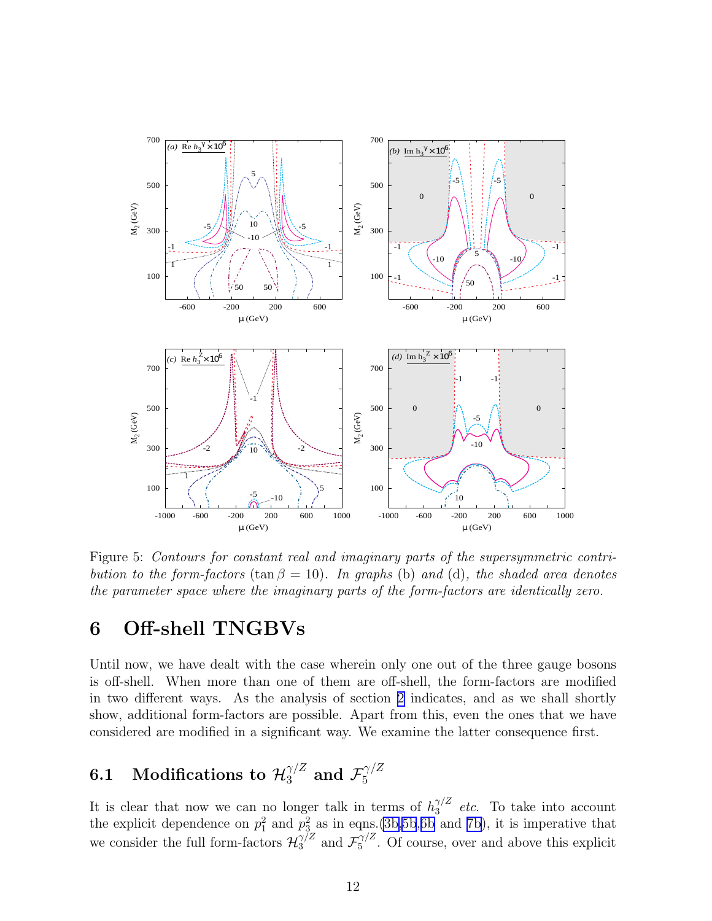Figure 5: *Contours for constant real and imaginary parts of the supersymmetric contribution to the form-factors* ($\tan\beta = 10$). *In graphs* (b) *and* (d)*, the shaded area denotes the parameter space where the imaginary parts of the form-factors are identically zero.*

# 6 Off-shell TNGBVs

Until now, we have dealt with the case wherein only one out of the three gauge bosons is off-shell. When more than one of them are off-shell, the form-factors are modified in two different ways. As the analysis of section 2 indicates, and as we shall shortly show, additional form-factors are possible. Apart from this, even the ones that we have considered are modified in a significant way. We examine the latter consequence first.

## 6.1 Modifications to $\mathcal{H}_3^{\gamma/Z}$ and $\mathcal{F}_5^{\gamma/Z}$

It is clear that now we can no longer talk in terms of $h_3^{\gamma/Z}$ *etc.* To take into account the explicit dependence on $p_1^2$ and $p_3^2$ as in eqns.(3b,5b,6b and 7b), it is imperative that we consider the full form-factors $\mathcal{H}_3^{\gamma/Z}$ and $\mathcal{F}_5^{\gamma/Z}$. Of course, over and above this explicit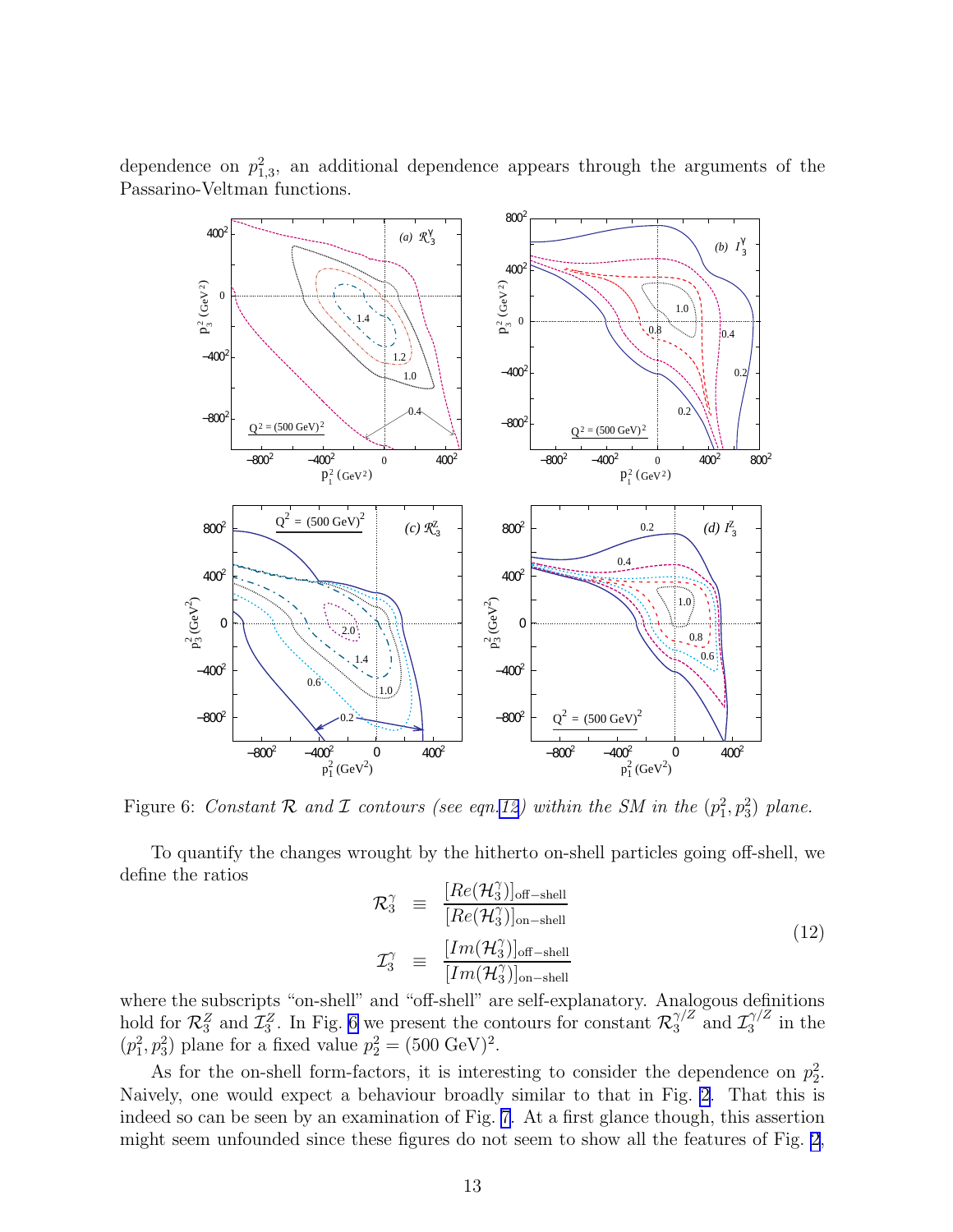dependence on $p^2_{1,3}$, an additional dependence appears through the arguments of the Passarino-Veltman functions.

Figure 6: *Constant $\mathcal{R}$ and $\mathcal{I}$ contours (see eqn.12) within the SM in the $(p_1^2, p_3^2)$ plane.*

To quantify the changes wrought by the hitherto on-shell particles going off-shell, we define the ratios

$$
\begin{aligned}
\mathcal{R}_3^\gamma &\equiv \frac{[Re(\mathcal{H}_3^\gamma)]_{\text{off-shell}}}{[Re(\mathcal{H}_3^\gamma)]_{\text{on-shell}}} \\
\mathcal{I}_3^\gamma &\equiv \frac{[Im(\mathcal{H}_3^\gamma)]_{\text{off-shell}}}{[Im(\mathcal{H}_3^\gamma)]_{\text{on-shell}}}
\end{aligned}
\tag{12}
$$

where the subscripts "on-shell" and "off-shell" are self-explanatory. Analogous definitions hold for $\mathcal{R}_3^Z$ and $\mathcal{I}_3^Z$. In Fig. 6 we present the contours for constant $\mathcal{R}_3^{\gamma/Z}$ and $\mathcal{I}_3^{\gamma/Z}$ in the $(p_1^2, p_3^2)$ plane for a fixed value $p_2^2 = (500 \text{ GeV})^2$.

As for the on-shell form-factors, it is interesting to consider the dependence on $p_2^2$. Naively, one would expect a behaviour broadly similar to that in Fig. 2. That this is indeed so can be seen by an examination of Fig. 7. At a first glance though, this assertion might seem unfounded since these figures do not seem to show all the features of Fig. 2,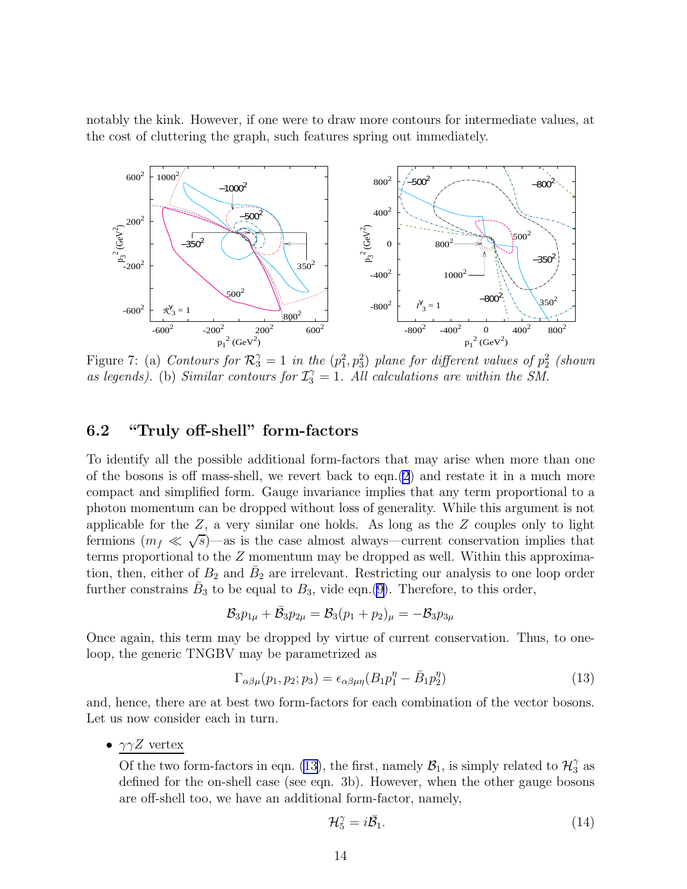notably the kink. However, if one were to draw more contours for intermediate values, at the cost of cluttering the graph, such features spring out immediately.

Figure 7: (a) *Contours for $\mathcal{R}_3^\gamma = 1$ in the $(p_1^2, p_3^2)$ plane for different values of $p_2^2$ (shown as legends).* (b) *Similar contours for $\mathcal{I}_3^\gamma = 1$. All calculations are within the SM.*

## 6.2 "Truly off-shell" form-factors

To identify all the possible additional form-factors that may arise when more than one of the bosons is off mass-shell, we revert back to eqn.(2) and restate it in a much more compact and simplified form. Gauge invariance implies that any term proportional to a photon momentum can be dropped without loss of generality. While this argument is not applicable for the $Z$, a very similar one holds. As long as the $Z$ couples only to light fermions ($m_f \ll \sqrt{s}$)—as is the case almost always—current conservation implies that terms proportional to the $Z$ momentum may be dropped as well. Within this approximation, then, either of $B_2$ and $\bar{B}_2$ are irrelevant. Restricting our analysis to one loop order further constrains $\bar{B}_3$ to be equal to $B_3$, vide eqn.(9). Therefore, to this order,

$$\mathcal{B}_3 p_{1\mu} + \bar{\mathcal{B}}_3 p_{2\mu} = \mathcal{B}_3 (p_1 + p_2)_\mu = -\mathcal{B}_3 p_{3\mu}$$

Once again, this term may be dropped by virtue of current conservation. Thus, to one-loop, the generic TNGBV may be parametrized as

$$\Gamma_{\alpha\beta\mu}(p_1, p_2; p_3) = \epsilon_{\alpha\beta\mu\eta}(B_1 p_1^\eta - \bar{B}_1 p_2^\eta) \tag{13}$$

and, hence, there are at best two form-factors for each combination of the vector bosons. Let us now consider each in turn.

- $\gamma\gamma Z$ vertex

  Of the two form-factors in eqn. (13), the first, namely $\mathcal{B}_1$, is simply related to $\mathcal{H}_3^\gamma$ as defined for the on-shell case (see eqn. 3b). However, when the other gauge bosons are off-shell too, we have an additional form-factor, namely,

$$\mathcal{H}_5^\gamma = i\bar{\mathcal{B}}_1. \tag{14}$$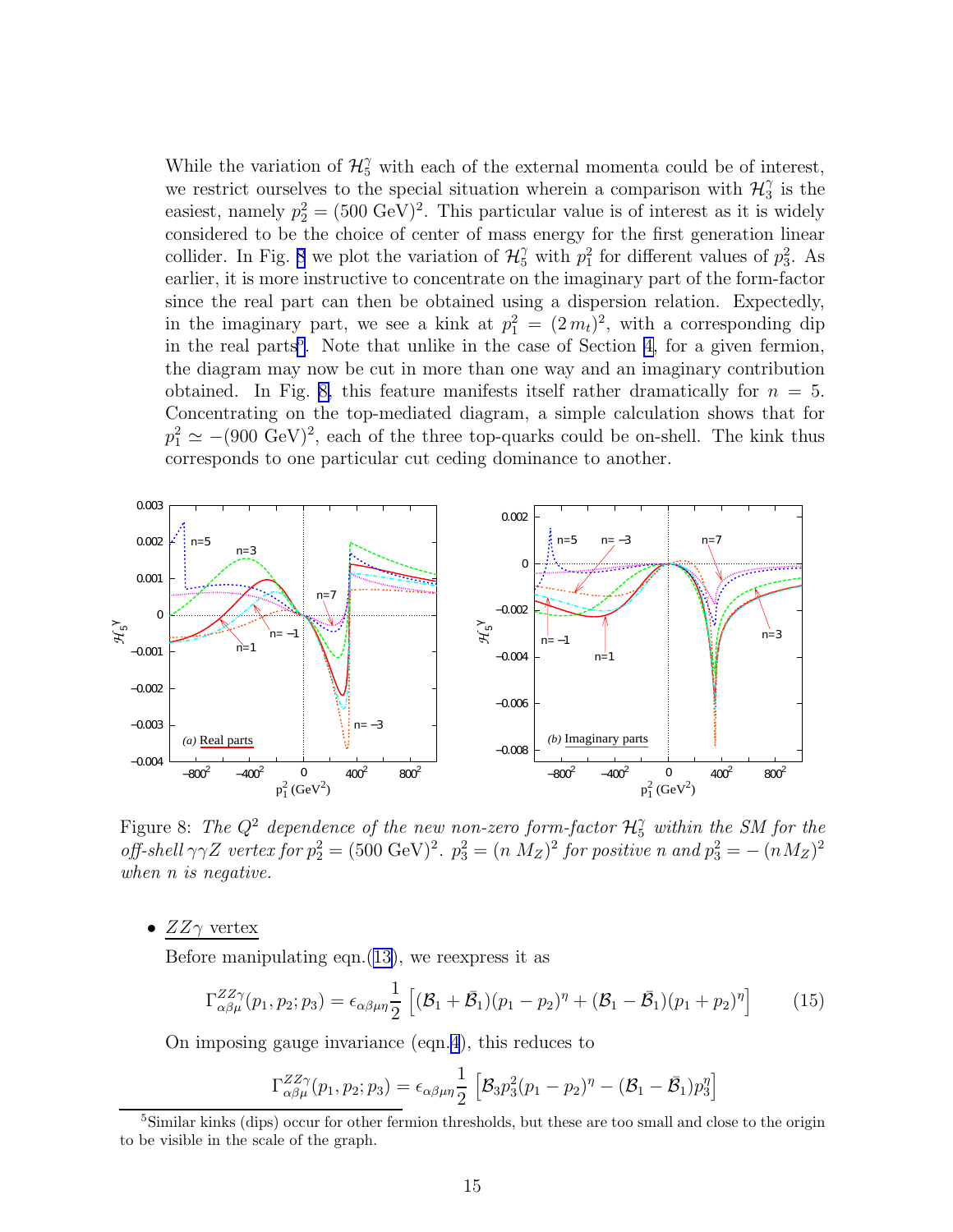While the variation of $\mathcal{H}_5^\gamma$ with each of the external momenta could be of interest, we restrict ourselves to the special situation wherein a comparison with $\mathcal{H}_3^\gamma$ is the easiest, namely $p_2^2 = (500 \text{ GeV})^2$. This particular value is of interest as it is widely considered to be the choice of center of mass energy for the first generation linear collider. In Fig. 8 we plot the variation of $\mathcal{H}_5^\gamma$ with $p_1^2$ for different values of $p_3^2$. As earlier, it is more instructive to concentrate on the imaginary part of the form-factor since the real part can then be obtained using a dispersion relation. Expectedly, in the imaginary part, we see a kink at $p_1^2 = (2\,m_t)^2$, with a corresponding dip in the real parts[5]. Note that unlike in the case of Section 4, for a given fermion, the diagram may now be cut in more than one way and an imaginary contribution obtained. In Fig. 8, this feature manifests itself rather dramatically for $n = 5$. Concentrating on the top-mediated diagram, a simple calculation shows that for $p_1^2 \simeq -(900 \text{ GeV})^2$, each of the three top-quarks could be on-shell. The kink thus corresponds to one particular cut ceding dominance to another.

Figure 8: *The $Q^2$ dependence of the new non-zero form-factor $\mathcal{H}_5^\gamma$ within the SM for the off-shell $\gamma\gamma Z$ vertex for $p_2^2 = (500 \text{ GeV})^2$. $p_3^2 = (n\, M_Z)^2$ for positive $n$ and $p_3^2 = -\,(n\,M_Z)^2$ when $n$ is negative.*

- $\underline{ZZ\gamma \text{ vertex}}$

  Before manipulating eqn.(13), we reexpress it as

$$\Gamma^{ZZ\gamma}_{\alpha\beta\mu}(p_1, p_2; p_3) = \epsilon_{\alpha\beta\mu\eta} \frac{1}{2} \left[ (\mathcal{B}_1 + \bar{\mathcal{B}}_1)(p_1 - p_2)^\eta + (\mathcal{B}_1 - \bar{\mathcal{B}}_1)(p_1 + p_2)^\eta \right] \tag{15}$$

  On imposing gauge invariance (eqn.4), this reduces to

$$\Gamma^{ZZ\gamma}_{\alpha\beta\mu}(p_1, p_2; p_3) = \epsilon_{\alpha\beta\mu\eta} \frac{1}{2} \left[ \mathcal{B}_3 p_3^2 (p_1 - p_2)^\eta - (\mathcal{B}_1 - \bar{\mathcal{B}}_1) p_3^\eta \right]$$

[5] Similar kinks (dips) occur for other fermion thresholds, but these are too small and close to the origin to be visible in the scale of the graph.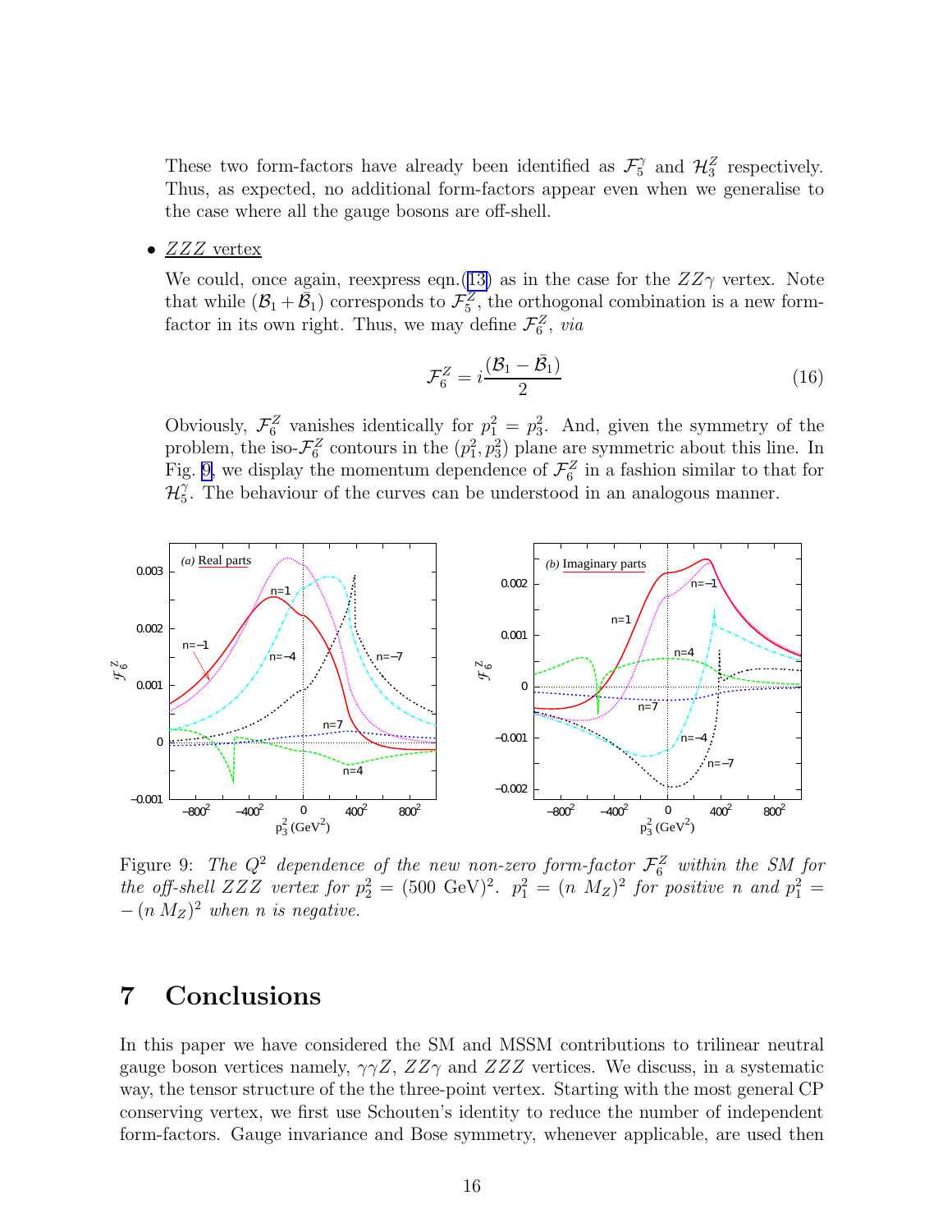These two form-factors have already been identified as $\mathcal{F}_5^\gamma$ and $\mathcal{H}_3^Z$ respectively. Thus, as expected, no additional form-factors appear even when we generalise to the case where all the gauge bosons are off-shell.

- <u>$ZZZ$ vertex</u>

  We could, once again, reexpress eqn.(13) as in the case for the $ZZ\gamma$ vertex. Note that while $(\mathcal{B}_1 + \bar{\mathcal{B}}_1)$ corresponds to $\mathcal{F}_5^Z$, the orthogonal combination is a new form-factor in its own right. Thus, we may define $\mathcal{F}_6^Z$, *via*

$$\mathcal{F}_6^Z = i\frac{(\mathcal{B}_1 - \bar{\mathcal{B}}_1)}{2} \tag{16}$$

  Obviously, $\mathcal{F}_6^Z$ vanishes identically for $p_1^2 = p_3^2$. And, given the symmetry of the problem, the iso-$\mathcal{F}_6^Z$ contours in the $(p_1^2, p_3^2)$ plane are symmetric about this line. In Fig. 9, we display the momentum dependence of $\mathcal{F}_6^Z$ in a fashion similar to that for $\mathcal{H}_5^\gamma$. The behaviour of the curves can be understood in an analogous manner.

Figure 9: *The $Q^2$ dependence of the new non-zero form-factor $\mathcal{F}_6^Z$ within the SM for the off-shell $ZZZ$ vertex for $p_2^2 = (500\ \text{GeV})^2$. $p_1^2 = (n\ M_Z)^2$ for positive $n$ and $p_1^2 = -(n\ M_Z)^2$ when $n$ is negative.*

# 7 Conclusions

In this paper we have considered the SM and MSSM contributions to trilinear neutral gauge boson vertices namely, $\gamma\gamma Z$, $ZZ\gamma$ and $ZZZ$ vertices. We discuss, in a systematic way, the tensor structure of the the three-point vertex. Starting with the most general CP conserving vertex, we first use Schouten's identity to reduce the number of independent form-factors. Gauge invariance and Bose symmetry, whenever applicable, are used then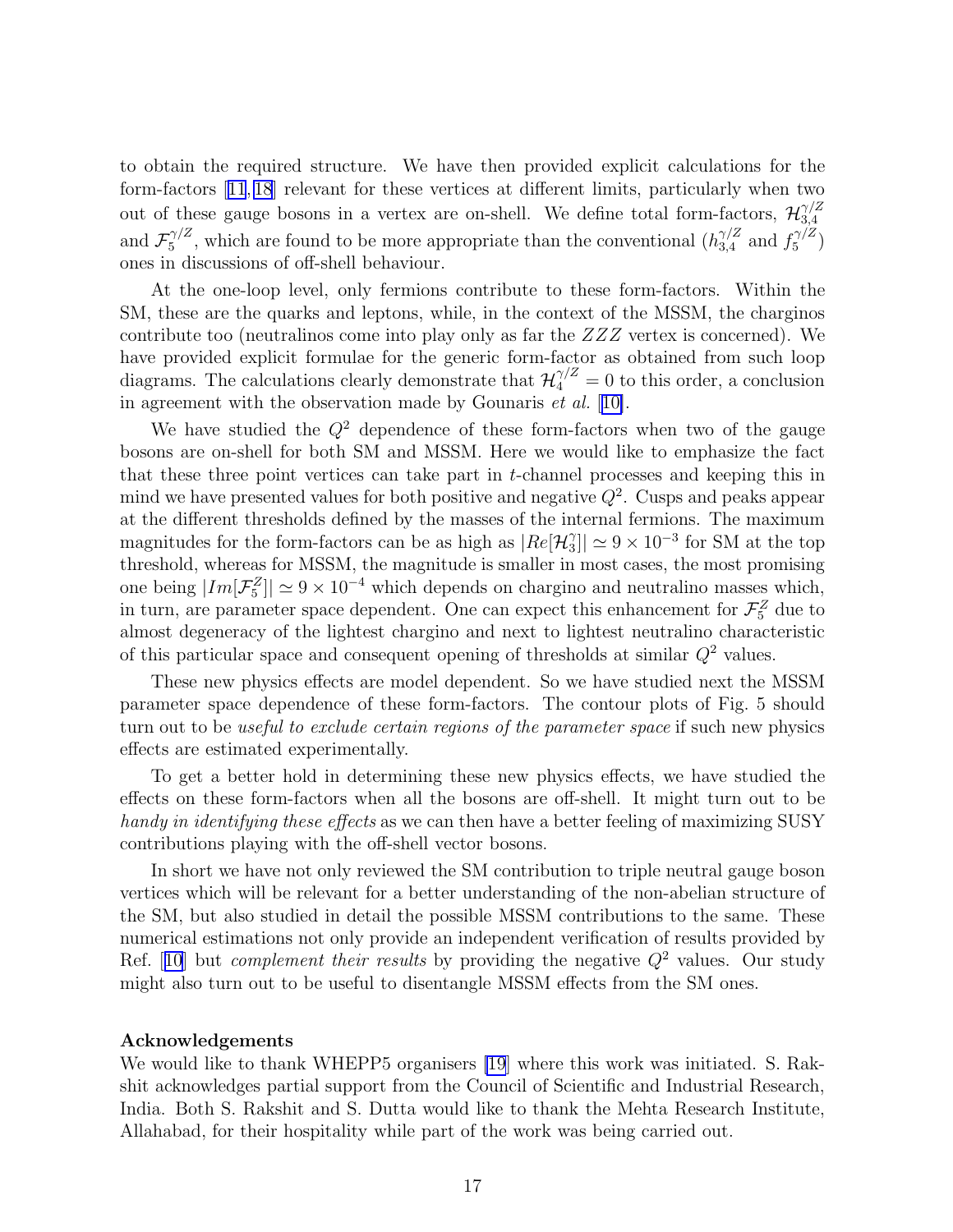to obtain the required structure. We have then provided explicit calculations for the form-factors [11,18] relevant for these vertices at different limits, particularly when two out of these gauge bosons in a vertex are on-shell. We define total form-factors, $\mathcal{H}_{3,4}^{\gamma/Z}$ and $\mathcal{F}_5^{\gamma/Z}$, which are found to be more appropriate than the conventional ($h_{3,4}^{\gamma/Z}$ and $f_5^{\gamma/Z}$) ones in discussions of off-shell behaviour.

At the one-loop level, only fermions contribute to these form-factors. Within the SM, these are the quarks and leptons, while, in the context of the MSSM, the charginos contribute too (neutralinos come into play only as far the $ZZZ$ vertex is concerned). We have provided explicit formulae for the generic form-factor as obtained from such loop diagrams. The calculations clearly demonstrate that $\mathcal{H}_4^{\gamma/Z} = 0$ to this order, a conclusion in agreement with the observation made by Gounaris *et al.* [10].

We have studied the $Q^2$ dependence of these form-factors when two of the gauge bosons are on-shell for both SM and MSSM. Here we would like to emphasize the fact that these three point vertices can take part in $t$-channel processes and keeping this in mind we have presented values for both positive and negative $Q^2$. Cusps and peaks appear at the different thresholds defined by the masses of the internal fermions. The maximum magnitudes for the form-factors can be as high as $|Re[\mathcal{H}_3^{\gamma}]| \simeq 9 \times 10^{-3}$ for SM at the top threshold, whereas for MSSM, the magnitude is smaller in most cases, the most promising one being $|Im[\mathcal{F}_5^Z]| \simeq 9 \times 10^{-4}$ which depends on chargino and neutralino masses which, in turn, are parameter space dependent. One can expect this enhancement for $\mathcal{F}_5^Z$ due to almost degeneracy of the lightest chargino and next to lightest neutralino characteristic of this particular space and consequent opening of thresholds at similar $Q^2$ values.

These new physics effects are model dependent. So we have studied next the MSSM parameter space dependence of these form-factors. The contour plots of Fig. 5 should turn out to be *useful to exclude certain regions of the parameter space* if such new physics effects are estimated experimentally.

To get a better hold in determining these new physics effects, we have studied the effects on these form-factors when all the bosons are off-shell. It might turn out to be *handy in identifying these effects* as we can then have a better feeling of maximizing SUSY contributions playing with the off-shell vector bosons.

In short we have not only reviewed the SM contribution to triple neutral gauge boson vertices which will be relevant for a better understanding of the non-abelian structure of the SM, but also studied in detail the possible MSSM contributions to the same. These numerical estimations not only provide an independent verification of results provided by Ref. [10] but *complement their results* by providing the negative $Q^2$ values. Our study might also turn out to be useful to disentangle MSSM effects from the SM ones.

**Acknowledgements**

We would like to thank WHEPP5 organisers [19] where this work was initiated. S. Rakshit acknowledges partial support from the Council of Scientific and Industrial Research, India. Both S. Rakshit and S. Dutta would like to thank the Mehta Research Institute, Allahabad, for their hospitality while part of the work was being carried out.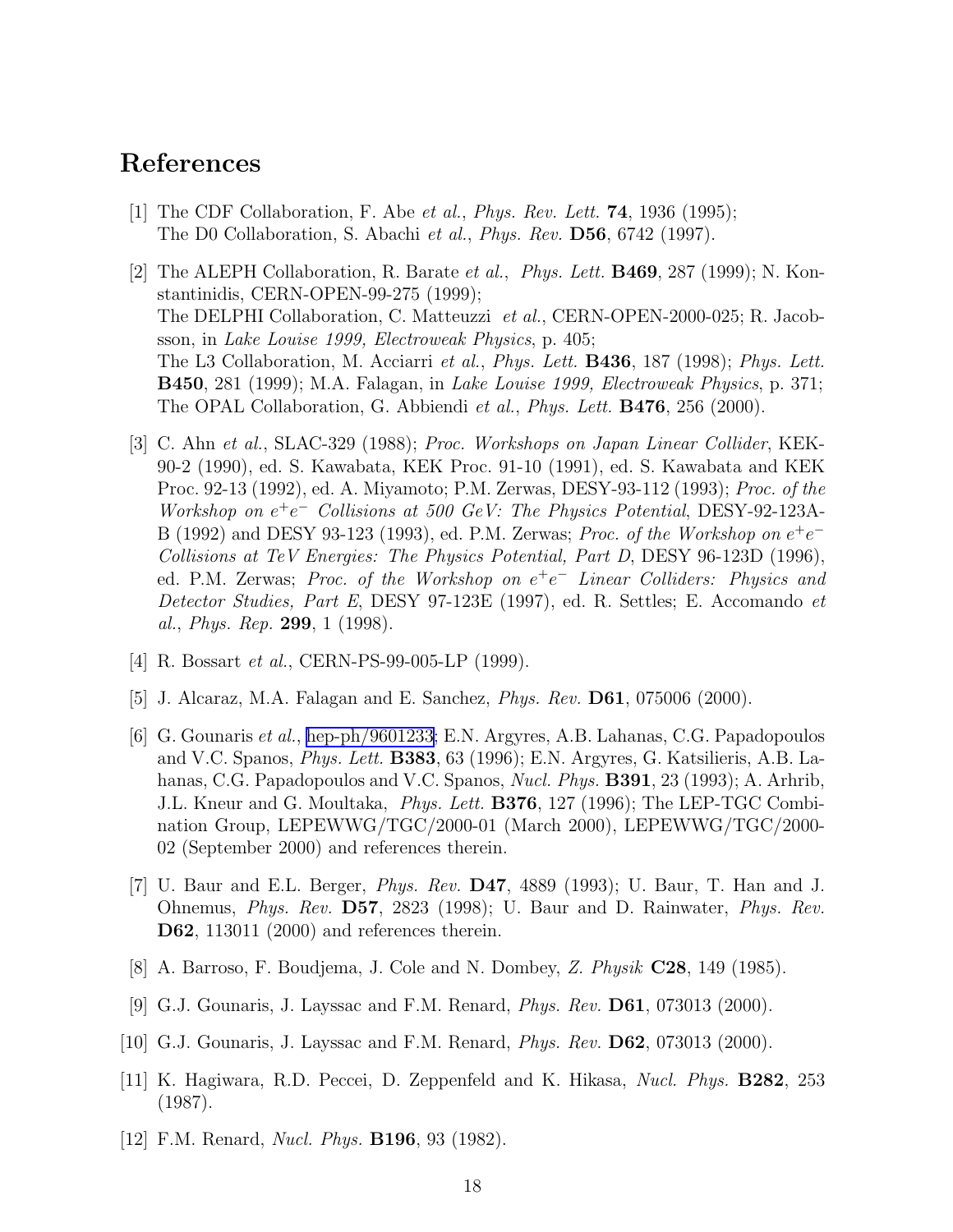# References

[1] The CDF Collaboration, F. Abe *et al.*, *Phys. Rev. Lett.* **74**, 1936 (1995); The D0 Collaboration, S. Abachi *et al.*, *Phys. Rev.* **D56**, 6742 (1997).

[2] The ALEPH Collaboration, R. Barate *et al.*, *Phys. Lett.* **B469**, 287 (1999); N. Konstantinidis, CERN-OPEN-99-275 (1999); The DELPHI Collaboration, C. Matteuzzi *et al.*, CERN-OPEN-2000-025; R. Jacobsson, in *Lake Louise 1999, Electroweak Physics*, p. 405; The L3 Collaboration, M. Acciarri *et al.*, *Phys. Lett.* **B436**, 187 (1998); *Phys. Lett.* **B450**, 281 (1999); M.A. Falagan, in *Lake Louise 1999, Electroweak Physics*, p. 371; The OPAL Collaboration, G. Abbiendi *et al.*, *Phys. Lett.* **B476**, 256 (2000).

[3] C. Ahn *et al.*, SLAC-329 (1988); *Proc. Workshops on Japan Linear Collider*, KEK-90-2 (1990), ed. S. Kawabata, KEK Proc. 91-10 (1991), ed. S. Kawabata and KEK Proc. 92-13 (1992), ed. A. Miyamoto; P.M. Zerwas, DESY-93-112 (1993); *Proc. of the Workshop on $e^+e^-$ Collisions at 500 GeV: The Physics Potential*, DESY-92-123A-B (1992) and DESY 93-123 (1993), ed. P.M. Zerwas; *Proc. of the Workshop on $e^+e^-$ Collisions at TeV Energies: The Physics Potential, Part D*, DESY 96-123D (1996), ed. P.M. Zerwas; *Proc. of the Workshop on $e^+e^-$ Linear Colliders: Physics and Detector Studies, Part E*, DESY 97-123E (1997), ed. R. Settles; E. Accomando *et al.*, *Phys. Rep.* **299**, 1 (1998).

[4] R. Bossart *et al.*, CERN-PS-99-005-LP (1999).

[5] J. Alcaraz, M.A. Falagan and E. Sanchez, *Phys. Rev.* **D61**, 075006 (2000).

[6] G. Gounaris *et al.*, hep-ph/9601233; E.N. Argyres, A.B. Lahanas, C.G. Papadopoulos and V.C. Spanos, *Phys. Lett.* **B383**, 63 (1996); E.N. Argyres, G. Katsilieris, A.B. Lahanas, C.G. Papadopoulos and V.C. Spanos, *Nucl. Phys.* **B391**, 23 (1993); A. Arhrib, J.L. Kneur and G. Moultaka, *Phys. Lett.* **B376**, 127 (1996); The LEP-TGC Combination Group, LEPEWWG/TGC/2000-01 (March 2000), LEPEWWG/TGC/2000-02 (September 2000) and references therein.

[7] U. Baur and E.L. Berger, *Phys. Rev.* **D47**, 4889 (1993); U. Baur, T. Han and J. Ohnemus, *Phys. Rev.* **D57**, 2823 (1998); U. Baur and D. Rainwater, *Phys. Rev.* **D62**, 113011 (2000) and references therein.

[8] A. Barroso, F. Boudjema, J. Cole and N. Dombey, *Z. Physik* **C28**, 149 (1985).

[9] G.J. Gounaris, J. Layssac and F.M. Renard, *Phys. Rev.* **D61**, 073013 (2000).

[10] G.J. Gounaris, J. Layssac and F.M. Renard, *Phys. Rev.* **D62**, 073013 (2000).

[11] K. Hagiwara, R.D. Peccei, D. Zeppenfeld and K. Hikasa, *Nucl. Phys.* **B282**, 253 (1987).

[12] F.M. Renard, *Nucl. Phys.* **B196**, 93 (1982).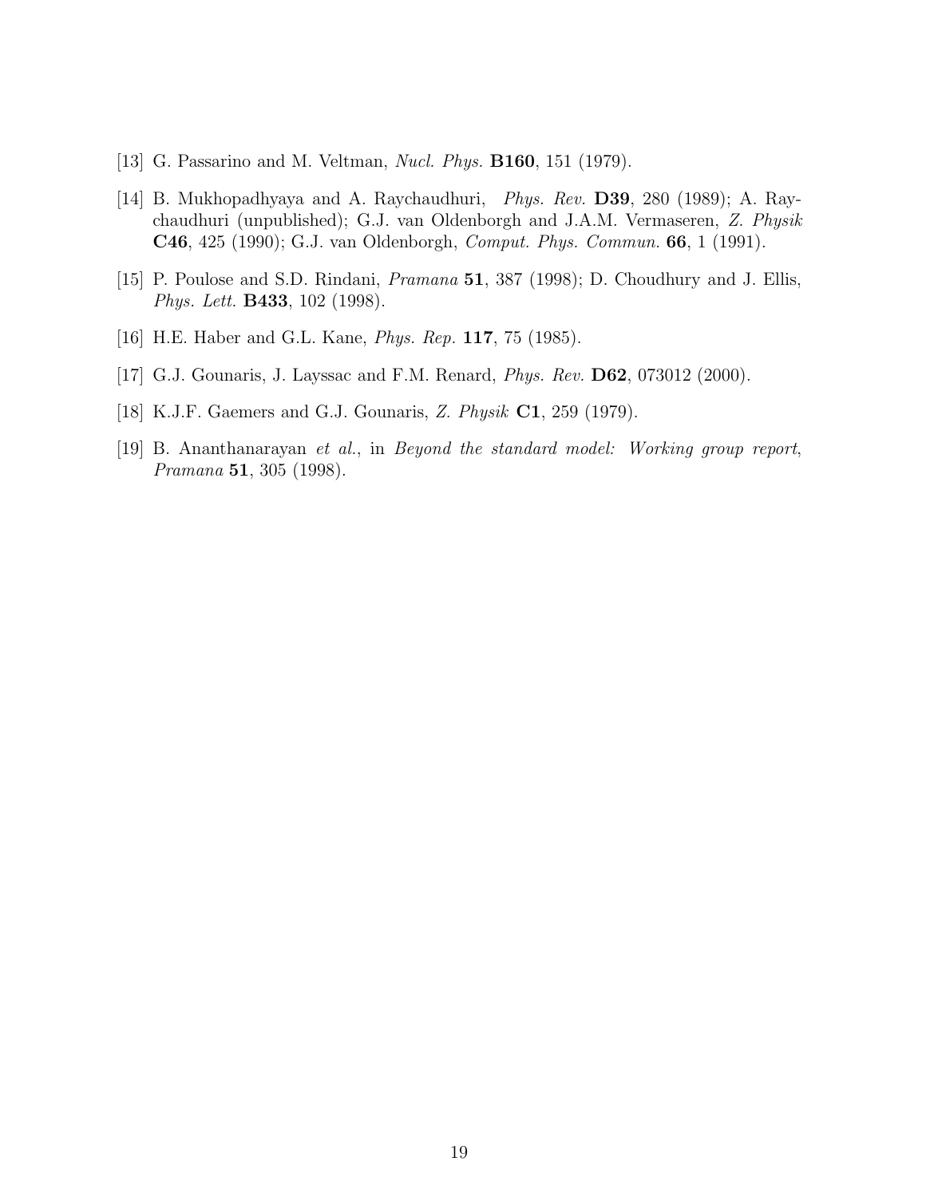[13] G. Passarino and M. Veltman, *Nucl. Phys.* **B160**, 151 (1979).

[14] B. Mukhopadhyaya and A. Raychaudhuri, *Phys. Rev.* **D39**, 280 (1989); A. Raychaudhuri (unpublished); G.J. van Oldenborgh and J.A.M. Vermaseren, *Z. Physik* **C46**, 425 (1990); G.J. van Oldenborgh, *Comput. Phys. Commun.* **66**, 1 (1991).

[15] P. Poulose and S.D. Rindani, *Pramana* **51**, 387 (1998); D. Choudhury and J. Ellis, *Phys. Lett.* **B433**, 102 (1998).

[16] H.E. Haber and G.L. Kane, *Phys. Rep.* **117**, 75 (1985).

[17] G.J. Gounaris, J. Layssac and F.M. Renard, *Phys. Rev.* **D62**, 073012 (2000).

[18] K.J.F. Gaemers and G.J. Gounaris, *Z. Physik* **C1**, 259 (1979).

[19] B. Ananthanarayan *et al.*, in *Beyond the standard model: Working group report*, *Pramana* **51**, 305 (1998).